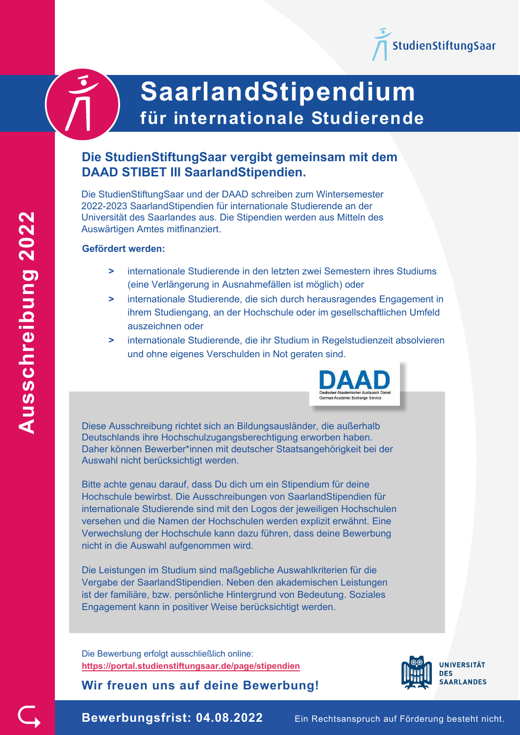StudienStiftungSaar

# SaarlandStipendium
## für internationale Studierende

Ausschreibung 2022

### Die StudienStiftungSaar vergibt gemeinsam mit dem DAAD STIBET III SaarlandStipendien.

Die StudienStiftungSaar und der DAAD schreiben zum Wintersemester 2022-2023 SaarlandStipendien für internationale Studierende an der Universität des Saarlandes aus. Die Stipendien werden aus Mitteln des Auswärtigen Amtes mitfinanziert.

**Gefördert werden:**

> internationale Studierende in den letzten zwei Semestern ihres Studiums (eine Verlängerung in Ausnahmefällen ist möglich) oder

> internationale Studierende, die sich durch herausragendes Engagement in ihrem Studiengang, an der Hochschule oder im gesellschaftlichen Umfeld auszeichnen oder

> internationale Studierende, die ihr Studium in Regelstudienzeit absolvieren und ohne eigenes Verschulden in Not geraten sind.

DAAD
Deutscher Akademischer Austausch Dienst
German Academic Exchange Service

Diese Ausschreibung richtet sich an Bildungsausländer, die außerhalb Deutschlands ihre Hochschulzugangsberechtigung erworben haben. Daher können Bewerber*innen mit deutscher Staatsangehörigkeit bei der Auswahl nicht berücksichtigt werden.

Bitte achte genau darauf, dass Du dich um ein Stipendium für deine Hochschule bewirbst. Die Ausschreibungen von SaarlandStipendien für internationale Studierende sind mit den Logos der jeweiligen Hochschulen versehen und die Namen der Hochschulen werden explizit erwähnt. Eine Verwechslung der Hochschule kann dazu führen, dass deine Bewerbung nicht in die Auswahl aufgenommen wird.

Die Leistungen im Studium sind maßgebliche Auswahlkriterien für die Vergabe der SaarlandStipendien. Neben den akademischen Leistungen ist der familiäre, bzw. persönliche Hintergrund von Bedeutung. Soziales Engagement kann in positiver Weise berücksichtigt werden.

Die Bewerbung erfolgt ausschließlich online:
https://portal.studienstiftungsaar.de/page/stipendien

**Wir freuen uns auf deine Bewerbung!**

UNIVERSITÄT DES SAARLANDES

**Bewerbungsfrist: 04.08.2022**

Ein Rechtsanspruch auf Förderung besteht nicht.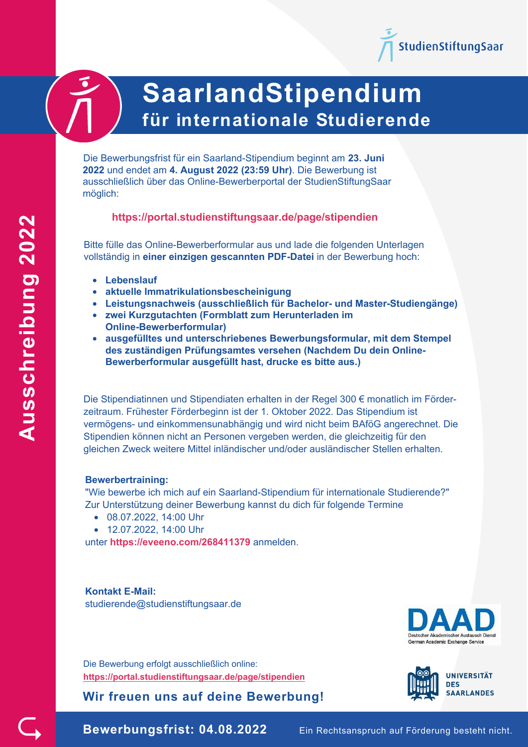StudienStiftungSaar

# SaarlandStipendium

## für internationale Studierende

**Ausschreibung 2022**

Die Bewerbungsfrist für ein Saarland-Stipendium beginnt am **23. Juni 2022** und endet am **4. August 2022 (23:59 Uhr)**. Die Bewerbung ist ausschließlich über das Online-Bewerberportal der StudienStiftungSaar möglich:

**https://portal.studienstiftungsaar.de/page/stipendien**

Bitte fülle das Online-Bewerberformular aus und lade die folgenden Unterlagen vollständig in **einer einzigen gescannten PDF-Datei** in der Bewerbung hoch:

- **Lebenslauf**
- **aktuelle Immatrikulationsbescheinigung**
- **Leistungsnachweis (ausschließlich für Bachelor- und Master-Studiengänge)**
- **zwei Kurzgutachten (Formblatt zum Herunterladen im Online-Bewerberformular)**
- **ausgefülltes und unterschriebenes Bewerbungsformular, mit dem Stempel des zuständigen Prüfungsamtes versehen (Nachdem Du dein Online-Bewerberformular ausgefüllt hast, drucke es bitte aus.)**

Die Stipendiatinnen und Stipendiaten erhalten in der Regel 300 € monatlich im Förderzeitraum. Frühester Förderbeginn ist der 1. Oktober 2022. Das Stipendium ist vermögens- und einkommensunabhängig und wird nicht beim BAföG angerechnet. Die Stipendien können nicht an Personen vergeben werden, die gleichzeitig für den gleichen Zweck weitere Mittel inländischer und/oder ausländischer Stellen erhalten.

**Bewerbertraining:**

"Wie bewerbe ich mich auf ein Saarland-Stipendium für internationale Studierende?"
Zur Unterstützung deiner Bewerbung kannst du dich für folgende Termine

- 08.07.2022, 14:00 Uhr
- 12.07.2022, 14:00 Uhr

unter **https://eveeno.com/268411379** anmelden.

**Kontakt E-Mail:**
studierende@studienstiftungsaar.de

DAAD – Deutscher Akademischer Austausch Dienst – German Academic Exchange Service

Universität des Saarlandes

Die Bewerbung erfolgt ausschließlich online:
**https://portal.studienstiftungsaar.de/page/stipendien**

**Wir freuen uns auf deine Bewerbung!**

**Bewerbungsfrist: 04.08.2022**

Ein Rechtsanspruch auf Förderung besteht nicht.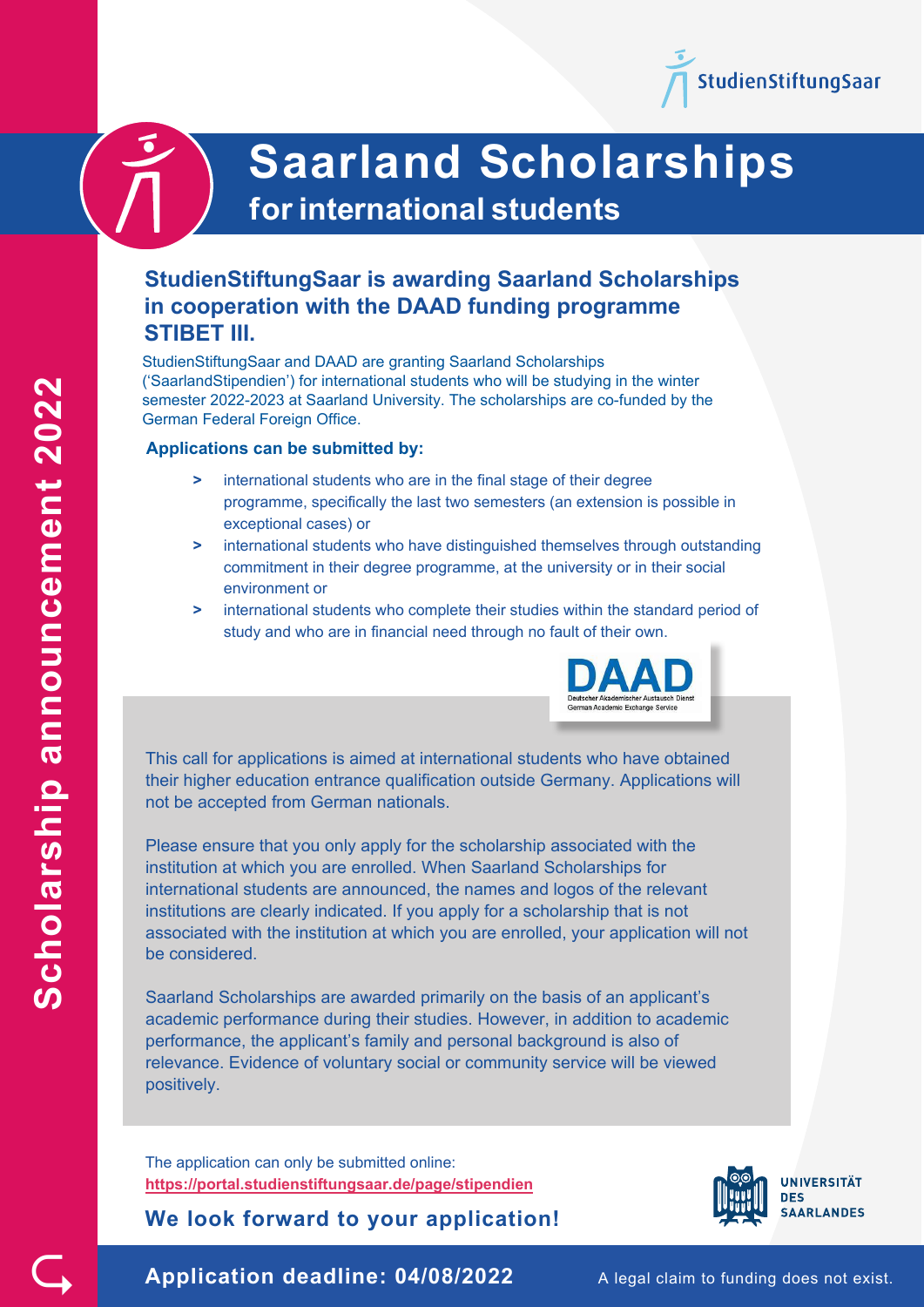# Saarland Scholarships

## for international students

### StudienStiftungSaar is awarding Saarland Scholarships in cooperation with the DAAD funding programme STIBET III.

StudienStiftungSaar and DAAD are granting Saarland Scholarships ('SaarlandStipendien') for international students who will be studying in the winter semester 2022-2023 at Saarland University. The scholarships are co-funded by the German Federal Foreign Office.

**Applications can be submitted by:**

- international students who are in the final stage of their degree programme, specifically the last two semesters (an extension is possible in exceptional cases) or
- international students who have distinguished themselves through outstanding commitment in their degree programme, at the university or in their social environment or
- international students who complete their studies within the standard period of study and who are in financial need through no fault of their own.

This call for applications is aimed at international students who have obtained their higher education entrance qualification outside Germany. Applications will not be accepted from German nationals.

Please ensure that you only apply for the scholarship associated with the institution at which you are enrolled. When Saarland Scholarships for international students are announced, the names and logos of the relevant institutions are clearly indicated. If you apply for a scholarship that is not associated with the institution at which you are enrolled, your application will not be considered.

Saarland Scholarships are awarded primarily on the basis of an applicant's academic performance during their studies. However, in addition to academic performance, the applicant's family and personal background is also of relevance. Evidence of voluntary social or community service will be viewed positively.

The application can only be submitted online:
https://portal.studienstiftungsaar.de/page/stipendien

**We look forward to your application!**

**Application deadline: 04/08/2022**

A legal claim to funding does not exist.

Scholarship announcement 2022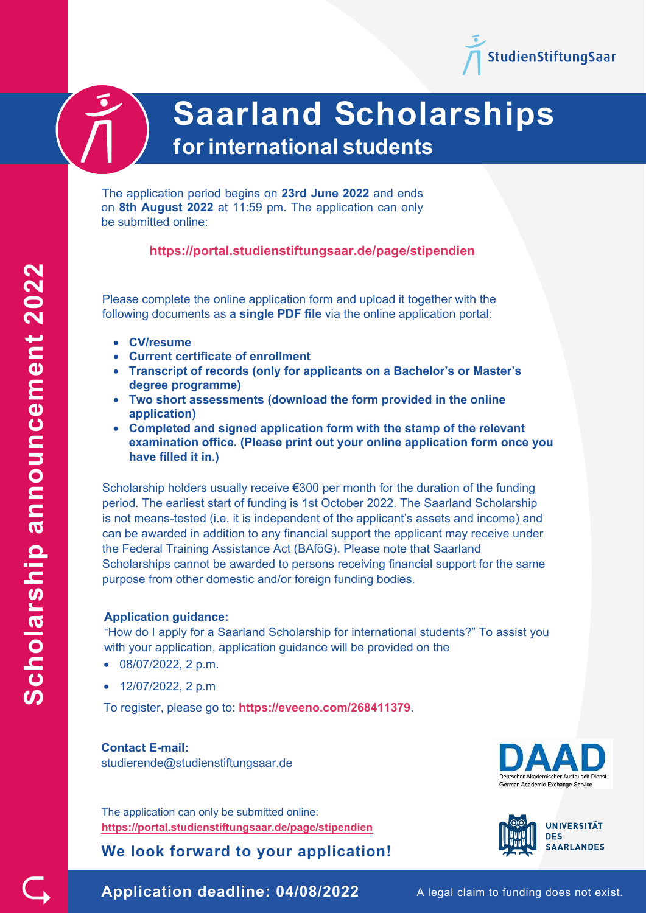StudienStiftungSaar

# Saarland Scholarships

## for international students

Scholarship announcement 2022

The application period begins on **23rd June 2022** and ends on **8th August 2022** at 11:59 pm. The application can only be submitted online:

**https://portal.studienstiftungsaar.de/page/stipendien**

Please complete the online application form and upload it together with the following documents as **a single PDF file** via the online application portal:

- **CV/resume**
- **Current certificate of enrollment**
- **Transcript of records (only for applicants on a Bachelor's or Master's degree programme)**
- **Two short assessments (download the form provided in the online application)**
- **Completed and signed application form with the stamp of the relevant examination office. (Please print out your online application form once you have filled it in.)**

Scholarship holders usually receive €300 per month for the duration of the funding period. The earliest start of funding is 1st October 2022. The Saarland Scholarship is not means-tested (i.e. it is independent of the applicant's assets and income) and can be awarded in addition to any financial support the applicant may receive under the Federal Training Assistance Act (BAföG). Please note that Saarland Scholarships cannot be awarded to persons receiving financial support for the same purpose from other domestic and/or foreign funding bodies.

**Application guidance:**

"How do I apply for a Saarland Scholarship for international students?" To assist you with your application, application guidance will be provided on the

- 08/07/2022, 2 p.m.
- 12/07/2022, 2 p.m

To register, please go to: **https://eveeno.com/268411379**.

**Contact E-mail:**
studierende@studienstiftungsaar.de

DAAD
Deutscher Akademischer Austausch Dienst
German Academic Exchange Service

UNIVERSITÄT DES SAARLANDES

The application can only be submitted online:
**https://portal.studienstiftungsaar.de/page/stipendien**

**We look forward to your application!**

**Application deadline: 04/08/2022**

A legal claim to funding does not exist.